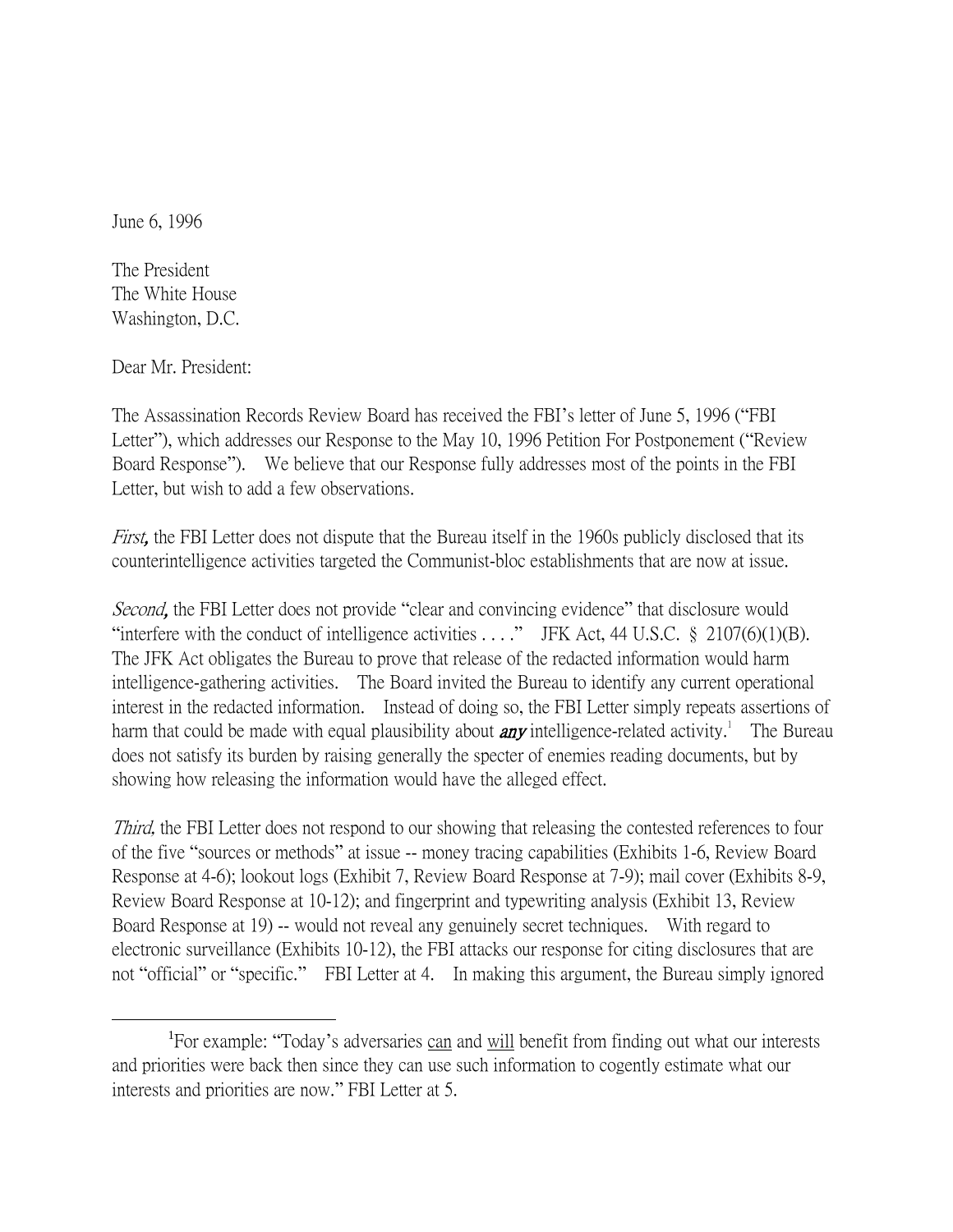June 6, 1996

The President  
The White House  
Washington, D.C.

Dear Mr. President:

The Assassination Records Review Board has received the FBI's letter of June 5, 1996 ("FBI Letter"), which addresses our Response to the May 10, 1996 Petition For Postponement ("Review Board Response"). We believe that our Response fully addresses most of the points in the FBI Letter, but wish to add a few observations.

*First,* the FBI Letter does not dispute that the Bureau itself in the 1960s publicly disclosed that its counterintelligence activities targeted the Communist-bloc establishments that are now at issue.

*Second,* the FBI Letter does not provide "clear and convincing evidence" that disclosure would "interfere with the conduct of intelligence activities . . . ." JFK Act, 44 U.S.C. § 2107(6)(1)(B). The JFK Act obligates the Bureau to prove that release of the redacted information would harm intelligence-gathering activities. The Board invited the Bureau to identify any current operational interest in the redacted information. Instead of doing so, the FBI Letter simply repeats assertions of harm that could be made with equal plausibility about ***any*** intelligence-related activity.[1] The Bureau does not satisfy its burden by raising generally the specter of enemies reading documents, but by showing how releasing the information would have the alleged effect.

*Third,* the FBI Letter does not respond to our showing that releasing the contested references to four of the five "sources or methods" at issue -- money tracing capabilities (Exhibits 1-6, Review Board Response at 4-6); lookout logs (Exhibit 7, Review Board Response at 7-9); mail cover (Exhibits 8-9, Review Board Response at 10-12); and fingerprint and typewriting analysis (Exhibit 13, Review Board Response at 19) -- would not reveal any genuinely secret techniques. With regard to electronic surveillance (Exhibits 10-12), the FBI attacks our response for citing disclosures that are not "official" or "specific." FBI Letter at 4. In making this argument, the Bureau simply ignored

---

[1] For example: "Today's adversaries <u>can</u> and <u>will</u> benefit from finding out what our interests and priorities were back then since they can use such information to cogently estimate what our interests and priorities are now." FBI Letter at 5.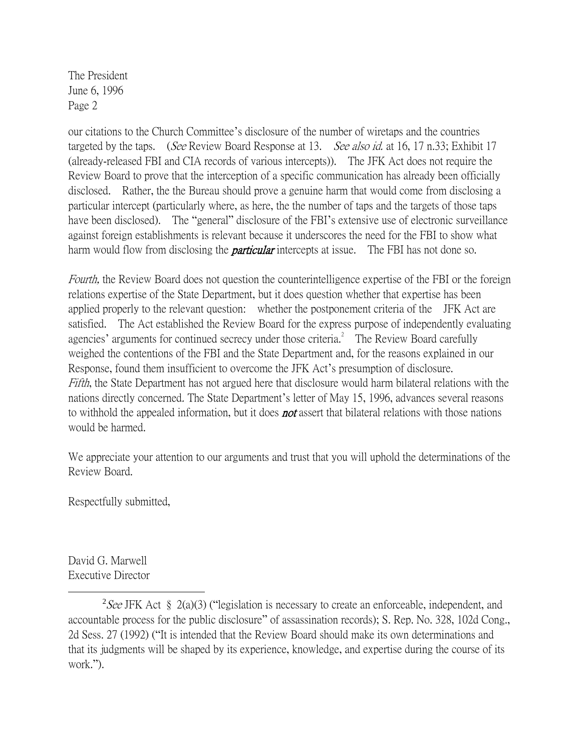our citations to the Church Committee's disclosure of the number of wiretaps and the countries targeted by the taps. (*See* Review Board Response at 13. *See also id.* at 16, 17 n.33; Exhibit 17 (already-released FBI and CIA records of various intercepts)). The JFK Act does not require the Review Board to prove that the interception of a specific communication has already been officially disclosed. Rather, the the Bureau should prove a genuine harm that would come from disclosing a particular intercept (particularly where, as here, the the number of taps and the targets of those taps have been disclosed). The "general" disclosure of the FBI's extensive use of electronic surveillance against foreign establishments is relevant because it underscores the need for the FBI to show what harm would flow from disclosing the ***particular*** intercepts at issue. The FBI has not done so.

*Fourth,* the Review Board does not question the counterintelligence expertise of the FBI or the foreign relations expertise of the State Department, but it does question whether that expertise has been applied properly to the relevant question: whether the postponement criteria of the JFK Act are satisfied. The Act established the Review Board for the express purpose of independently evaluating agencies' arguments for continued secrecy under those criteria.[2] The Review Board carefully weighed the contentions of the FBI and the State Department and, for the reasons explained in our Response, found them insufficient to overcome the JFK Act's presumption of disclosure.

*Fifth*, the State Department has not argued here that disclosure would harm bilateral relations with the nations directly concerned. The State Department's letter of May 15, 1996, advances several reasons to withhold the appealed information, but it does ***not*** assert that bilateral relations with those nations would be harmed.

We appreciate your attention to our arguments and trust that you will uphold the determinations of the Review Board.

Respectfully submitted,

David G. Marwell
Executive Director

---

[2] *See* JFK Act § 2(a)(3) ("legislation is necessary to create an enforceable, independent, and accountable process for the public disclosure" of assassination records); S. Rep. No. 328, 102d Cong., 2d Sess. 27 (1992) ("It is intended that the Review Board should make its own determinations and that its judgments will be shaped by its experience, knowledge, and expertise during the course of its work.").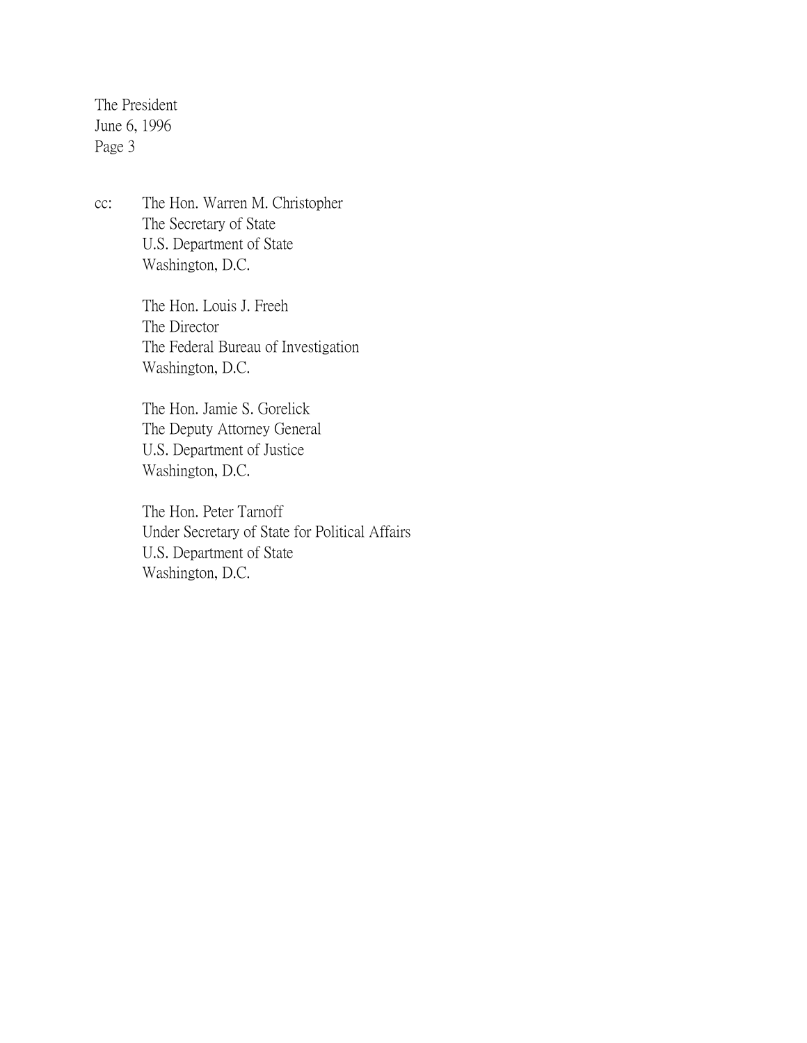cc: The Hon. Warren M. Christopher
The Secretary of State
U.S. Department of State
Washington, D.C.

The Hon. Louis J. Freeh
The Director
The Federal Bureau of Investigation
Washington, D.C.

The Hon. Jamie S. Gorelick
The Deputy Attorney General
U.S. Department of Justice
Washington, D.C.

The Hon. Peter Tarnoff
Under Secretary of State for Political Affairs
U.S. Department of State
Washington, D.C.